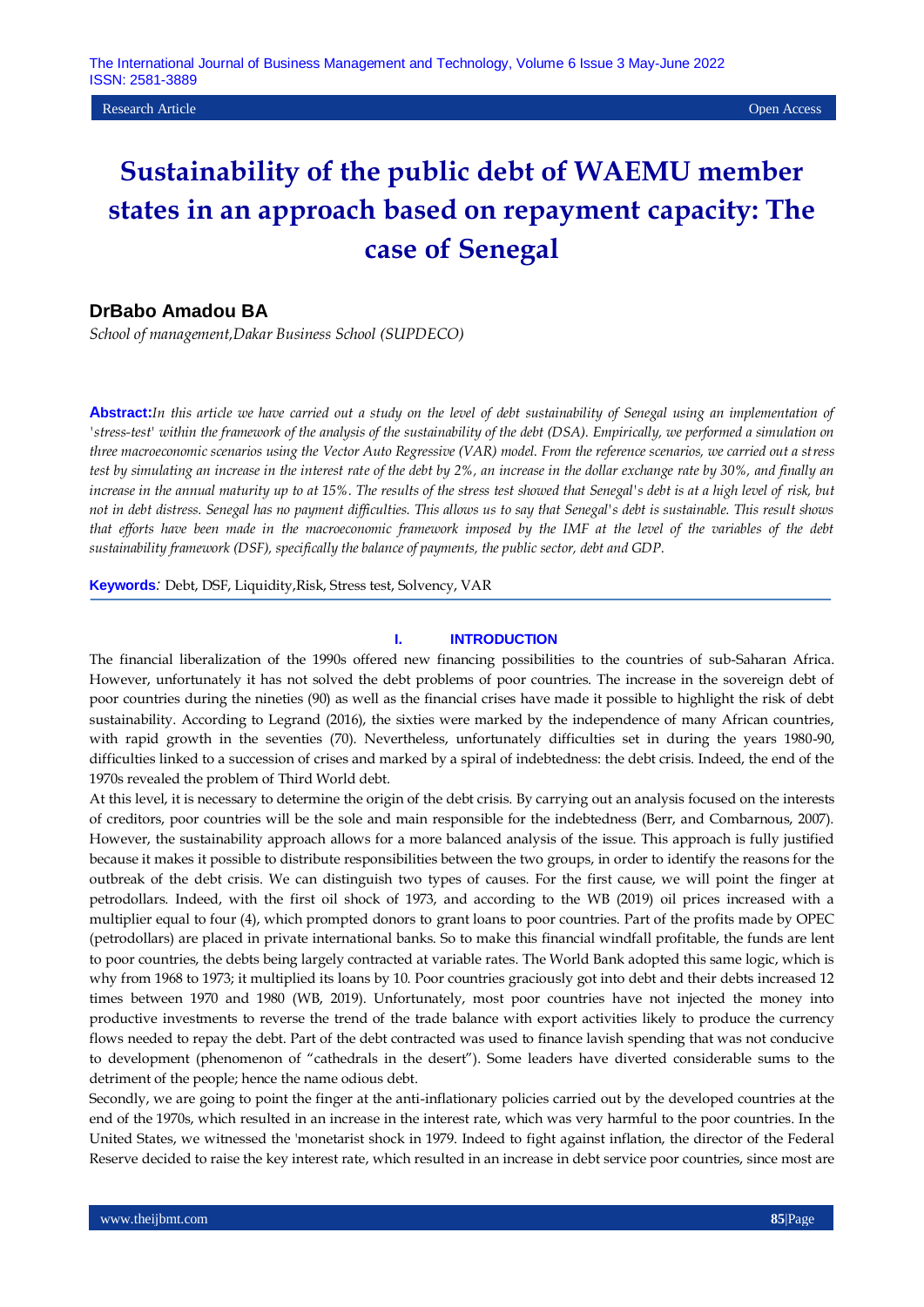Research Article | Open Access

# Sustainability of the public debt of WAEMU member states in an approach based on repayment capacity: The case of Senegal

**DrBabo Amadou BA**

*School of management,Dakar Business School (SUPDECO)*

**Abstract:** *In this article we have carried out a study on the level of debt sustainability of Senegal using an implementation of 'stress-test' within the framework of the analysis of the sustainability of the debt (DSA). Empirically, we performed a simulation on three macroeconomic scenarios using the Vector Auto Regressive (VAR) model. From the reference scenarios, we carried out a stress test by simulating an increase in the interest rate of the debt by 2%, an increase in the dollar exchange rate by 30%, and finally an increase in the annual maturity up to at 15%. The results of the stress test showed that Senegal's debt is at a high level of risk, but not in debt distress. Senegal has no payment difficulties. This allows us to say that Senegal's debt is sustainable. This result shows that efforts have been made in the macroeconomic framework imposed by the IMF at the level of the variables of the debt sustainability framework (DSF), specifically the balance of payments, the public sector, debt and GDP.*

**Keywords***:* Debt, DSF, Liquidity,Risk, Stress test, Solvency, VAR

## I. INTRODUCTION

The financial liberalization of the 1990s offered new financing possibilities to the countries of sub-Saharan Africa. However, unfortunately it has not solved the debt problems of poor countries. The increase in the sovereign debt of poor countries during the nineties (90) as well as the financial crises have made it possible to highlight the risk of debt sustainability. According to Legrand (2016), the sixties were marked by the independence of many African countries, with rapid growth in the seventies (70). Nevertheless, unfortunately difficulties set in during the years 1980-90, difficulties linked to a succession of crises and marked by a spiral of indebtedness: the debt crisis. Indeed, the end of the 1970s revealed the problem of Third World debt.

At this level, it is necessary to determine the origin of the debt crisis. By carrying out an analysis focused on the interests of creditors, poor countries will be the sole and main responsible for the indebtedness (Berr, and Combarnous, 2007). However, the sustainability approach allows for a more balanced analysis of the issue. This approach is fully justified because it makes it possible to distribute responsibilities between the two groups, in order to identify the reasons for the outbreak of the debt crisis. We can distinguish two types of causes. For the first cause, we will point the finger at petrodollars. Indeed, with the first oil shock of 1973, and according to the WB (2019) oil prices increased with a multiplier equal to four (4), which prompted donors to grant loans to poor countries. Part of the profits made by OPEC (petrodollars) are placed in private international banks. So to make this financial windfall profitable, the funds are lent to poor countries, the debts being largely contracted at variable rates. The World Bank adopted this same logic, which is why from 1968 to 1973; it multiplied its loans by 10. Poor countries graciously got into debt and their debts increased 12 times between 1970 and 1980 (WB, 2019). Unfortunately, most poor countries have not injected the money into productive investments to reverse the trend of the trade balance with export activities likely to produce the currency flows needed to repay the debt. Part of the debt contracted was used to finance lavish spending that was not conducive to development (phenomenon of "cathedrals in the desert"). Some leaders have diverted considerable sums to the detriment of the people; hence the name odious debt.

Secondly, we are going to point the finger at the anti-inflationary policies carried out by the developed countries at the end of the 1970s, which resulted in an increase in the interest rate, which was very harmful to the poor countries. In the United States, we witnessed the 'monetarist shock in 1979. Indeed to fight against inflation, the director of the Federal Reserve decided to raise the key interest rate, which resulted in an increase in debt service poor countries, since most are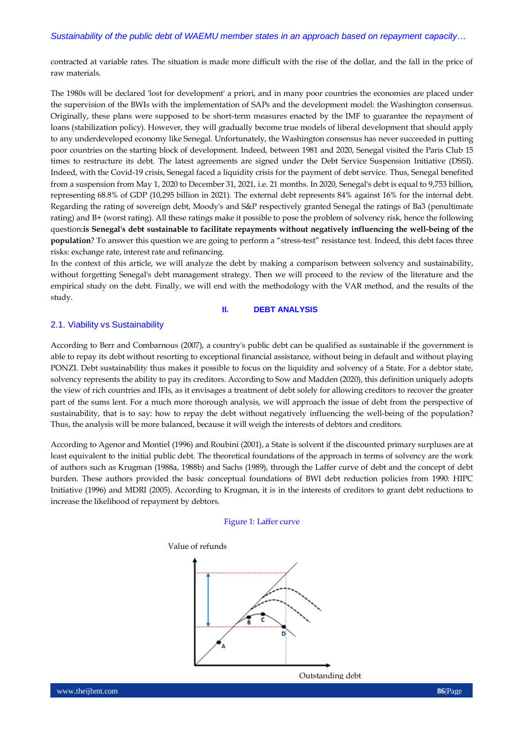contracted at variable rates. The situation is made more difficult with the rise of the dollar, and the fall in the price of raw materials.

The 1980s will be declared 'lost for development' a priori, and in many poor countries the economies are placed under the supervision of the BWIs with the implementation of SAPs and the development model: the Washington consensus. Originally, these plans were supposed to be short-term measures enacted by the IMF to guarantee the repayment of loans (stabilization policy). However, they will gradually become true models of liberal development that should apply to any underdeveloped economy like Senegal. Unfortunately, the Washington consensus has never succeeded in putting poor countries on the starting block of development. Indeed, between 1981 and 2020, Senegal visited the Paris Club 15 times to restructure its debt. The latest agreements are signed under the Debt Service Suspension Initiative (DSSI). Indeed, with the Covid-19 crisis, Senegal faced a liquidity crisis for the payment of debt service. Thus, Senegal benefited from a suspension from May 1, 2020 to December 31, 2021, i.e. 21 months. In 2020, Senegal's debt is equal to 9,753 billion, representing 68.8% of GDP (10,295 billion in 2021). The external debt represents 84% against 16% for the internal debt. Regarding the rating of sovereign debt, Moody's and S&P respectively granted Senegal the ratings of Ba3 (penultimate rating) and B+ (worst rating). All these ratings make it possible to pose the problem of solvency risk, hence the following question:**is Senegal's debt sustainable to facilitate repayments without negatively influencing the well-being of the population**? To answer this question we are going to perform a "stress-test" resistance test. Indeed, this debt faces three risks: exchange rate, interest rate and refinancing.

In the context of this article, we will analyze the debt by making a comparison between solvency and sustainability, without forgetting Senegal's debt management strategy. Then we will proceed to the review of the literature and the empirical study on the debt. Finally, we will end with the methodology with the VAR method, and the results of the study.

# II. DEBT ANALYSIS

## 2.1. Viability vs Sustainability

According to Berr and Combarnous (2007), a country's public debt can be qualified as sustainable if the government is able to repay its debt without resorting to exceptional financial assistance, without being in default and without playing PONZI. Debt sustainability thus makes it possible to focus on the liquidity and solvency of a State. For a debtor state, solvency represents the ability to pay its creditors. According to Sow and Madden (2020), this definition uniquely adopts the view of rich countries and IFIs, as it envisages a treatment of debt solely for allowing creditors to recover the greater part of the sums lent. For a much more thorough analysis, we will approach the issue of debt from the perspective of sustainability, that is to say: how to repay the debt without negatively influencing the well-being of the population? Thus, the analysis will be more balanced, because it will weigh the interests of debtors and creditors.

According to Agenor and Montiel (1996) and Roubini (2001), a State is solvent if the discounted primary surpluses are at least equivalent to the initial public debt. The theoretical foundations of the approach in terms of solvency are the work of authors such as Krugman (1988a, 1988b) and Sachs (1989), through the Laffer curve of debt and the concept of debt burden. These authors provided the basic conceptual foundations of BWI debt reduction policies from 1990: HIPC Initiative (1996) and MDRI (2005). According to Krugman, it is in the interests of creditors to grant debt reductions to increase the likelihood of repayment by debtors.

Figure 1: Laffer curve

Value of refunds

Outstanding debt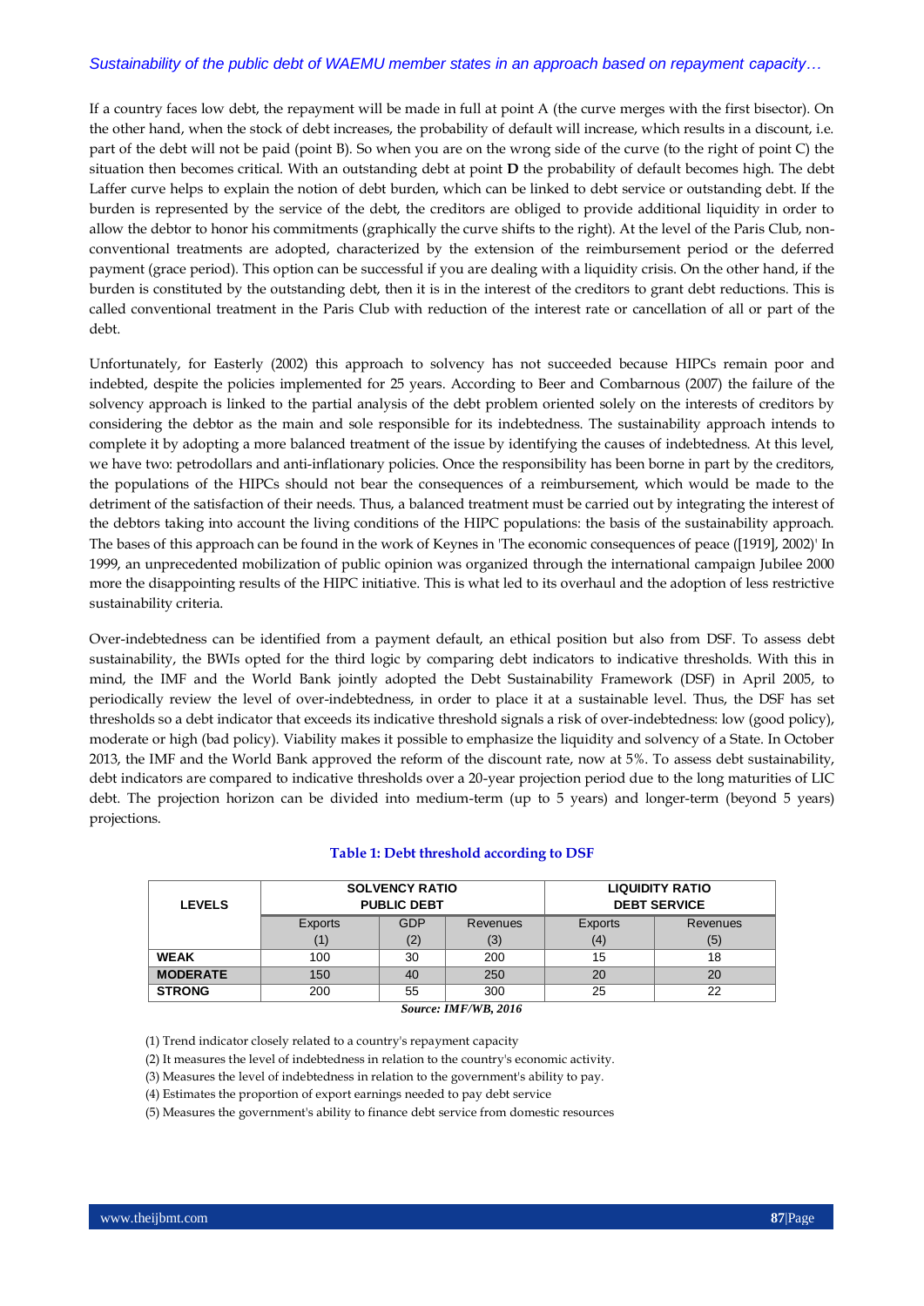If a country faces low debt, the repayment will be made in full at point A (the curve merges with the first bisector). On the other hand, when the stock of debt increases, the probability of default will increase, which results in a discount, i.e. part of the debt will not be paid (point B). So when you are on the wrong side of the curve (to the right of point C) the situation then becomes critical. With an outstanding debt at point **D** the probability of default becomes high. The debt Laffer curve helps to explain the notion of debt burden, which can be linked to debt service or outstanding debt. If the burden is represented by the service of the debt, the creditors are obliged to provide additional liquidity in order to allow the debtor to honor his commitments (graphically the curve shifts to the right). At the level of the Paris Club, non-conventional treatments are adopted, characterized by the extension of the reimbursement period or the deferred payment (grace period). This option can be successful if you are dealing with a liquidity crisis. On the other hand, if the burden is constituted by the outstanding debt, then it is in the interest of the creditors to grant debt reductions. This is called conventional treatment in the Paris Club with reduction of the interest rate or cancellation of all or part of the debt.

Unfortunately, for Easterly (2002) this approach to solvency has not succeeded because HIPCs remain poor and indebted, despite the policies implemented for 25 years. According to Beer and Combarnous (2007) the failure of the solvency approach is linked to the partial analysis of the debt problem oriented solely on the interests of creditors by considering the debtor as the main and sole responsible for its indebtedness. The sustainability approach intends to complete it by adopting a more balanced treatment of the issue by identifying the causes of indebtedness. At this level, we have two: petrodollars and anti-inflationary policies. Once the responsibility has been borne in part by the creditors, the populations of the HIPCs should not bear the consequences of a reimbursement, which would be made to the detriment of the satisfaction of their needs. Thus, a balanced treatment must be carried out by integrating the interest of the debtors taking into account the living conditions of the HIPC populations: the basis of the sustainability approach. The bases of this approach can be found in the work of Keynes in 'The economic consequences of peace ([1919], 2002)' In 1999, an unprecedented mobilization of public opinion was organized through the international campaign Jubilee 2000 more the disappointing results of the HIPC initiative. This is what led to its overhaul and the adoption of less restrictive sustainability criteria.

Over-indebtedness can be identified from a payment default, an ethical position but also from DSF. To assess debt sustainability, the BWIs opted for the third logic by comparing debt indicators to indicative thresholds. With this in mind, the IMF and the World Bank jointly adopted the Debt Sustainability Framework (DSF) in April 2005, to periodically review the level of over-indebtedness, in order to place it at a sustainable level. Thus, the DSF has set thresholds so a debt indicator that exceeds its indicative threshold signals a risk of over-indebtedness: low (good policy), moderate or high (bad policy). Viability makes it possible to emphasize the liquidity and solvency of a State. In October 2013, the IMF and the World Bank approved the reform of the discount rate, now at 5%. To assess debt sustainability, debt indicators are compared to indicative thresholds over a 20-year projection period due to the long maturities of LIC debt. The projection horizon can be divided into medium-term (up to 5 years) and longer-term (beyond 5 years) projections.

**Table 1: Debt threshold according to DSF**

| LEVELS | SOLVENCY RATIO PUBLIC DEBT | | | LIQUIDITY RATIO DEBT SERVICE | |
|---|---|---|---|---|---|
| | Exports (1) | GDP (2) | Revenues (3) | Exports (4) | Revenues (5) |
| **WEAK** | 100 | 30 | 200 | 15 | 18 |
| **MODERATE** | 150 | 40 | 250 | 20 | 20 |
| **STRONG** | 200 | 55 | 300 | 25 | 22 |

***Source: IMF/WB, 2016***

(1) Trend indicator closely related to a country's repayment capacity

(2) It measures the level of indebtedness in relation to the country's economic activity.

(3) Measures the level of indebtedness in relation to the government's ability to pay.

(4) Estimates the proportion of export earnings needed to pay debt service

(5) Measures the government's ability to finance debt service from domestic resources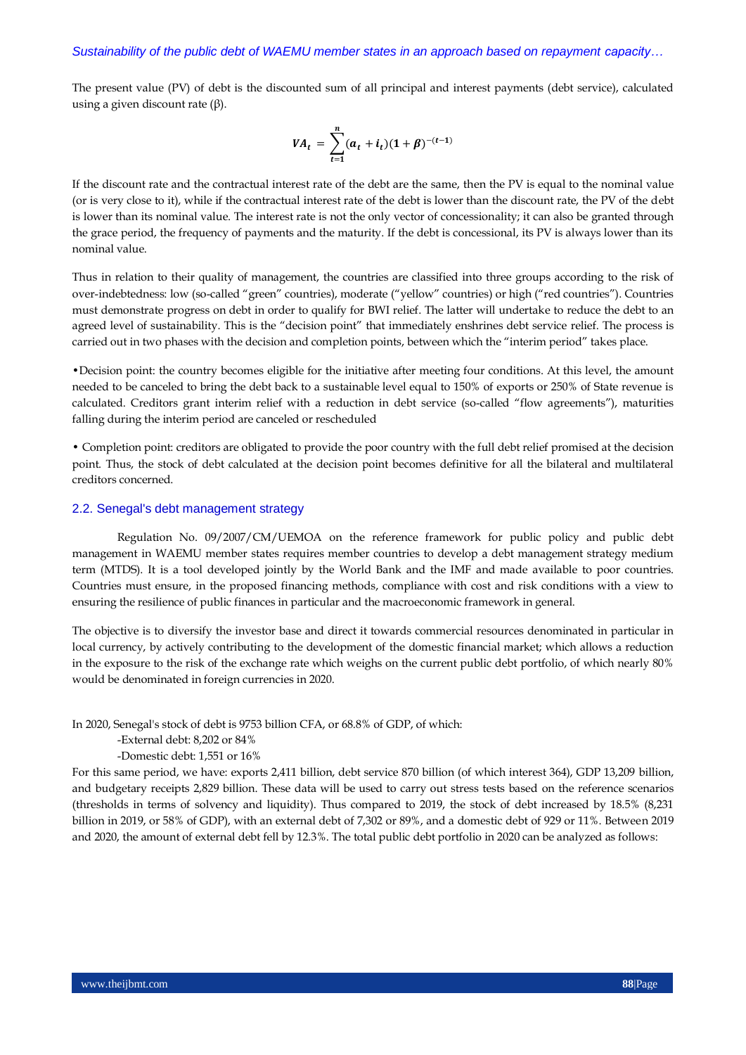The present value (PV) of debt is the discounted sum of all principal and interest payments (debt service), calculated using a given discount rate (β).

$$VA_t = \sum_{t=1}^{n} (a_t + i_t)(1 + \beta)^{-(t-1)}$$

If the discount rate and the contractual interest rate of the debt are the same, then the PV is equal to the nominal value (or is very close to it), while if the contractual interest rate of the debt is lower than the discount rate, the PV of the debt is lower than its nominal value. The interest rate is not the only vector of concessionality; it can also be granted through the grace period, the frequency of payments and the maturity. If the debt is concessional, its PV is always lower than its nominal value.

Thus in relation to their quality of management, the countries are classified into three groups according to the risk of over-indebtedness: low (so-called "green" countries), moderate ("yellow" countries) or high ("red countries"). Countries must demonstrate progress on debt in order to qualify for BWI relief. The latter will undertake to reduce the debt to an agreed level of sustainability. This is the "decision point" that immediately enshrines debt service relief. The process is carried out in two phases with the decision and completion points, between which the "interim period" takes place.

•Decision point: the country becomes eligible for the initiative after meeting four conditions. At this level, the amount needed to be canceled to bring the debt back to a sustainable level equal to 150% of exports or 250% of State revenue is calculated. Creditors grant interim relief with a reduction in debt service (so-called "flow agreements"), maturities falling during the interim period are canceled or rescheduled

• Completion point: creditors are obligated to provide the poor country with the full debt relief promised at the decision point. Thus, the stock of debt calculated at the decision point becomes definitive for all the bilateral and multilateral creditors concerned.

## 2.2. Senegal's debt management strategy

Regulation No. 09/2007/CM/UEMOA on the reference framework for public policy and public debt management in WAEMU member states requires member countries to develop a debt management strategy medium term (MTDS). It is a tool developed jointly by the World Bank and the IMF and made available to poor countries. Countries must ensure, in the proposed financing methods, compliance with cost and risk conditions with a view to ensuring the resilience of public finances in particular and the macroeconomic framework in general.

The objective is to diversify the investor base and direct it towards commercial resources denominated in particular in local currency, by actively contributing to the development of the domestic financial market; which allows a reduction in the exposure to the risk of the exchange rate which weighs on the current public debt portfolio, of which nearly 80% would be denominated in foreign currencies in 2020.

In 2020, Senegal's stock of debt is 9753 billion CFA, or 68.8% of GDP, of which:

-External debt: 8,202 or 84%

-Domestic debt: 1,551 or 16%

For this same period, we have: exports 2,411 billion, debt service 870 billion (of which interest 364), GDP 13,209 billion, and budgetary receipts 2,829 billion. These data will be used to carry out stress tests based on the reference scenarios (thresholds in terms of solvency and liquidity). Thus compared to 2019, the stock of debt increased by 18.5% (8,231 billion in 2019, or 58% of GDP), with an external debt of 7,302 or 89%, and a domestic debt of 929 or 11%. Between 2019 and 2020, the amount of external debt fell by 12.3%. The total public debt portfolio in 2020 can be analyzed as follows: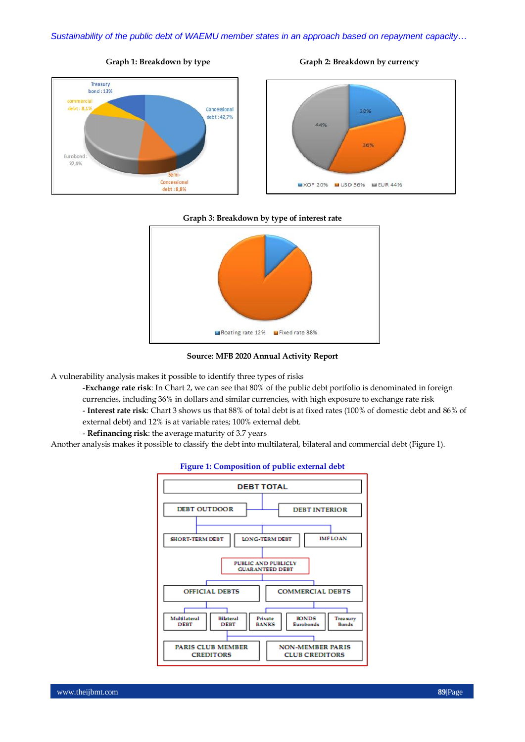**Graph 1: Breakdown by type**

**Graph 2: Breakdown by currency**

**Graph 3: Breakdown by type of interest rate**

**Source: MFB 2020 Annual Activity Report**

A vulnerability analysis makes it possible to identify three types of risks

-**Exchange rate risk**: In Chart 2, we can see that 80% of the public debt portfolio is denominated in foreign currencies, including 36% in dollars and similar currencies, with high exposure to exchange rate risk

- **Interest rate risk**: Chart 3 shows us that 88% of total debt is at fixed rates (100% of domestic debt and 86% of external debt) and 12% is at variable rates; 100% external debt.

- **Refinancing risk**: the average maturity of 3.7 years

Another analysis makes it possible to classify the debt into multilateral, bilateral and commercial debt (Figure 1).

**Figure 1: Composition of public external debt**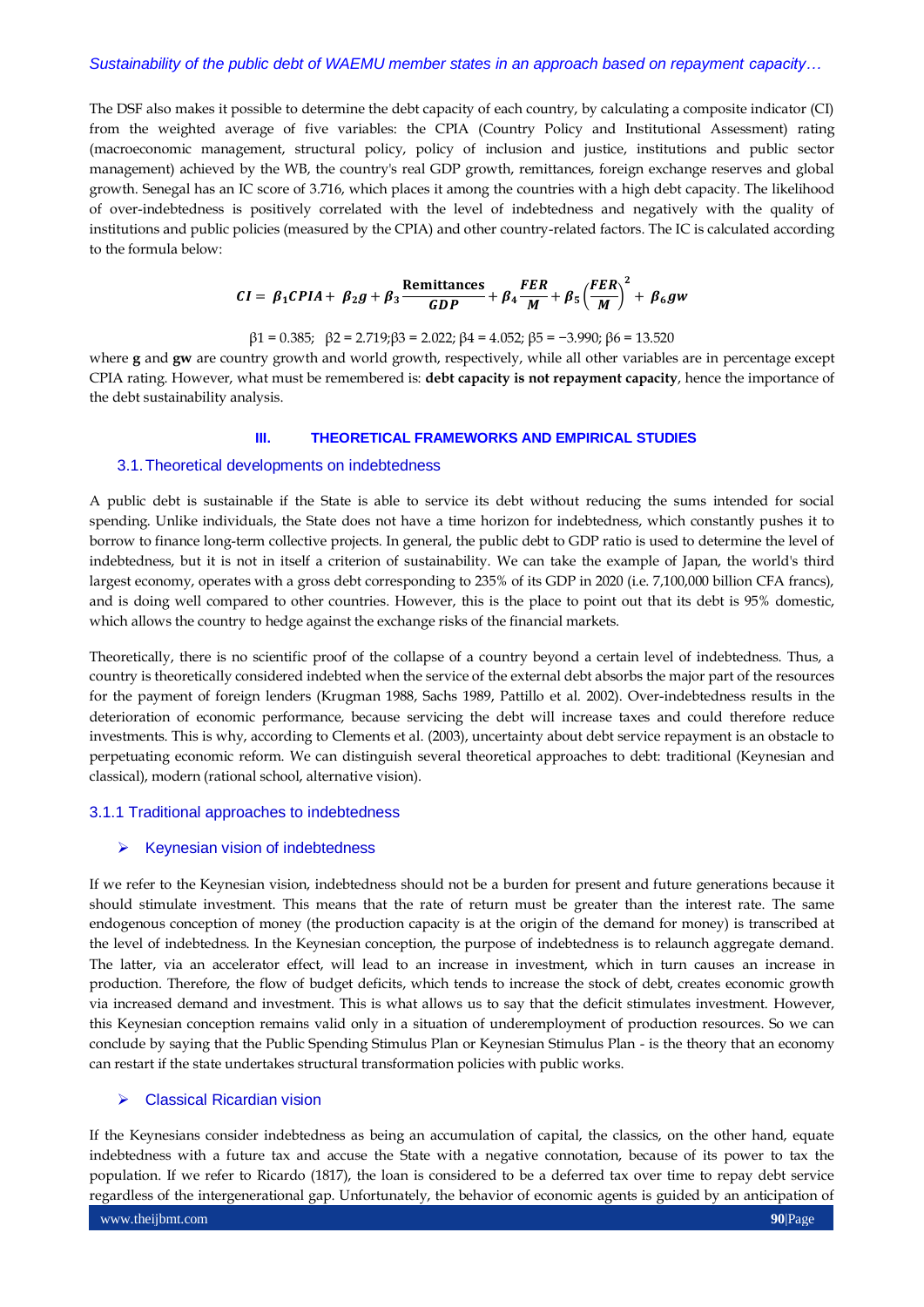The DSF also makes it possible to determine the debt capacity of each country, by calculating a composite indicator (CI) from the weighted average of five variables: the CPIA (Country Policy and Institutional Assessment) rating (macroeconomic management, structural policy, policy of inclusion and justice, institutions and public sector management) achieved by the WB, the country's real GDP growth, remittances, foreign exchange reserves and global growth. Senegal has an IC score of 3.716, which places it among the countries with a high debt capacity. The likelihood of over-indebtedness is positively correlated with the level of indebtedness and negatively with the quality of institutions and public policies (measured by the CPIA) and other country-related factors. The IC is calculated according to the formula below:

$$CI = \beta_1 CPIA + \beta_2 g + \beta_3 \frac{\textbf{Remittances}}{GDP} + \beta_4 \frac{FER}{M} + \beta_5 \left(\frac{FER}{M}\right)^2 + \beta_6 gw$$

$\beta1 = 0.385$; $\beta2 = 2.719$; $\beta3 = 2.022$; $\beta4 = 4.052$; $\beta5 = -3.990$; $\beta6 = 13.520$

where **g** and **gw** are country growth and world growth, respectively, while all other variables are in percentage except CPIA rating. However, what must be remembered is: **debt capacity is not repayment capacity**, hence the importance of the debt sustainability analysis.

## III. THEORETICAL FRAMEWORKS AND EMPIRICAL STUDIES

### 3.1. Theoretical developments on indebtedness

A public debt is sustainable if the State is able to service its debt without reducing the sums intended for social spending. Unlike individuals, the State does not have a time horizon for indebtedness, which constantly pushes it to borrow to finance long-term collective projects. In general, the public debt to GDP ratio is used to determine the level of indebtedness, but it is not in itself a criterion of sustainability. We can take the example of Japan, the world's third largest economy, operates with a gross debt corresponding to 235% of its GDP in 2020 (i.e. 7,100,000 billion CFA francs), and is doing well compared to other countries. However, this is the place to point out that its debt is 95% domestic, which allows the country to hedge against the exchange risks of the financial markets.

Theoretically, there is no scientific proof of the collapse of a country beyond a certain level of indebtedness. Thus, a country is theoretically considered indebted when the service of the external debt absorbs the major part of the resources for the payment of foreign lenders (Krugman 1988, Sachs 1989, Pattillo et al. 2002). Over-indebtedness results in the deterioration of economic performance, because servicing the debt will increase taxes and could therefore reduce investments. This is why, according to Clements et al. (2003), uncertainty about debt service repayment is an obstacle to perpetuating economic reform. We can distinguish several theoretical approaches to debt: traditional (Keynesian and classical), modern (rational school, alternative vision).

#### 3.1.1 Traditional approaches to indebtedness

- **Keynesian vision of indebtedness**

If we refer to the Keynesian vision, indebtedness should not be a burden for present and future generations because it should stimulate investment. This means that the rate of return must be greater than the interest rate. The same endogenous conception of money (the production capacity is at the origin of the demand for money) is transcribed at the level of indebtedness. In the Keynesian conception, the purpose of indebtedness is to relaunch aggregate demand. The latter, via an accelerator effect, will lead to an increase in investment, which in turn causes an increase in production. Therefore, the flow of budget deficits, which tends to increase the stock of debt, creates economic growth via increased demand and investment. This is what allows us to say that the deficit stimulates investment. However, this Keynesian conception remains valid only in a situation of underemployment of production resources. So we can conclude by saying that the Public Spending Stimulus Plan or Keynesian Stimulus Plan - is the theory that an economy can restart if the state undertakes structural transformation policies with public works.

- **Classical Ricardian vision**

If the Keynesians consider indebtedness as being an accumulation of capital, the classics, on the other hand, equate indebtedness with a future tax and accuse the State with a negative connotation, because of its power to tax the population. If we refer to Ricardo (1817), the loan is considered to be a deferred tax over time to repay debt service regardless of the intergenerational gap. Unfortunately, the behavior of economic agents is guided by an anticipation of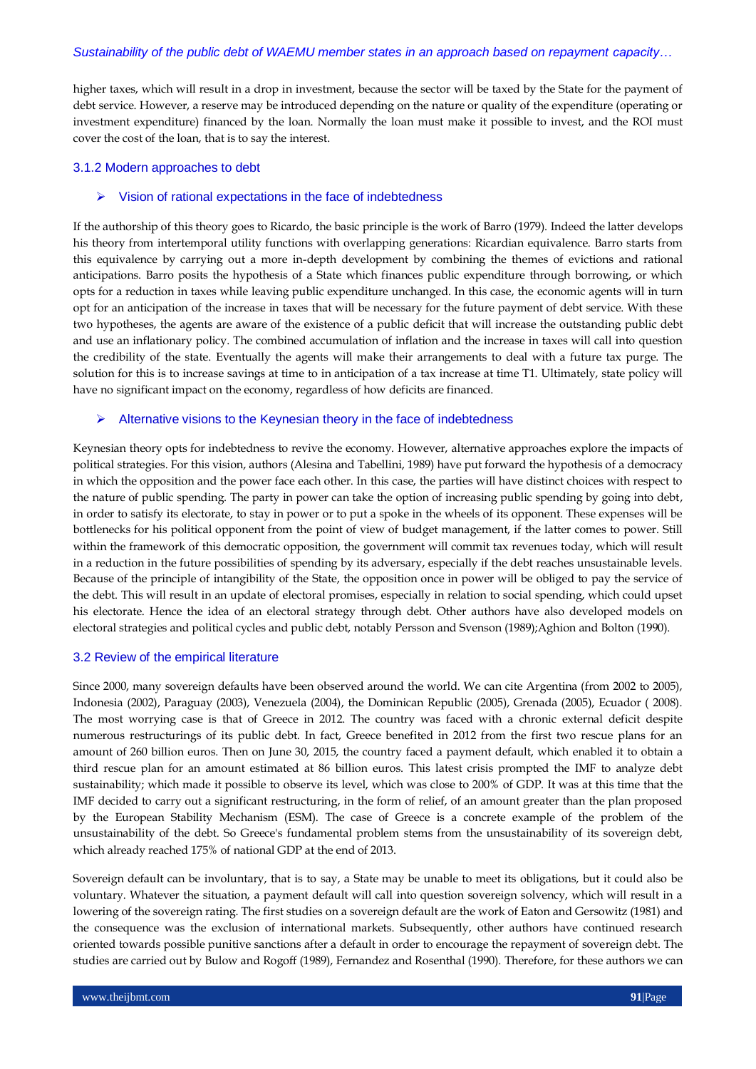higher taxes, which will result in a drop in investment, because the sector will be taxed by the State for the payment of debt service. However, a reserve may be introduced depending on the nature or quality of the expenditure (operating or investment expenditure) financed by the loan. Normally the loan must make it possible to invest, and the ROI must cover the cost of the loan, that is to say the interest.

### 3.1.2 Modern approaches to debt

#### ➢ Vision of rational expectations in the face of indebtedness

If the authorship of this theory goes to Ricardo, the basic principle is the work of Barro (1979). Indeed the latter develops his theory from intertemporal utility functions with overlapping generations: Ricardian equivalence. Barro starts from this equivalence by carrying out a more in-depth development by combining the themes of evictions and rational anticipations. Barro posits the hypothesis of a State which finances public expenditure through borrowing, or which opts for a reduction in taxes while leaving public expenditure unchanged. In this case, the economic agents will in turn opt for an anticipation of the increase in taxes that will be necessary for the future payment of debt service. With these two hypotheses, the agents are aware of the existence of a public deficit that will increase the outstanding public debt and use an inflationary policy. The combined accumulation of inflation and the increase in taxes will call into question the credibility of the state. Eventually the agents will make their arrangements to deal with a future tax purge. The solution for this is to increase savings at time to in anticipation of a tax increase at time T1. Ultimately, state policy will have no significant impact on the economy, regardless of how deficits are financed.

#### ➢ Alternative visions to the Keynesian theory in the face of indebtedness

Keynesian theory opts for indebtedness to revive the economy. However, alternative approaches explore the impacts of political strategies. For this vision, authors (Alesina and Tabellini, 1989) have put forward the hypothesis of a democracy in which the opposition and the power face each other. In this case, the parties will have distinct choices with respect to the nature of public spending. The party in power can take the option of increasing public spending by going into debt, in order to satisfy its electorate, to stay in power or to put a spoke in the wheels of its opponent. These expenses will be bottlenecks for his political opponent from the point of view of budget management, if the latter comes to power. Still within the framework of this democratic opposition, the government will commit tax revenues today, which will result in a reduction in the future possibilities of spending by its adversary, especially if the debt reaches unsustainable levels. Because of the principle of intangibility of the State, the opposition once in power will be obliged to pay the service of the debt. This will result in an update of electoral promises, especially in relation to social spending, which could upset his electorate. Hence the idea of an electoral strategy through debt. Other authors have also developed models on electoral strategies and political cycles and public debt, notably Persson and Svenson (1989);Aghion and Bolton (1990).

### 3.2 Review of the empirical literature

Since 2000, many sovereign defaults have been observed around the world. We can cite Argentina (from 2002 to 2005), Indonesia (2002), Paraguay (2003), Venezuela (2004), the Dominican Republic (2005), Grenada (2005), Ecuador ( 2008). The most worrying case is that of Greece in 2012. The country was faced with a chronic external deficit despite numerous restructurings of its public debt. In fact, Greece benefited in 2012 from the first two rescue plans for an amount of 260 billion euros. Then on June 30, 2015, the country faced a payment default, which enabled it to obtain a third rescue plan for an amount estimated at 86 billion euros. This latest crisis prompted the IMF to analyze debt sustainability; which made it possible to observe its level, which was close to 200% of GDP. It was at this time that the IMF decided to carry out a significant restructuring, in the form of relief, of an amount greater than the plan proposed by the European Stability Mechanism (ESM). The case of Greece is a concrete example of the problem of the unsustainability of the debt. So Greece's fundamental problem stems from the unsustainability of its sovereign debt, which already reached 175% of national GDP at the end of 2013.

Sovereign default can be involuntary, that is to say, a State may be unable to meet its obligations, but it could also be voluntary. Whatever the situation, a payment default will call into question sovereign solvency, which will result in a lowering of the sovereign rating. The first studies on a sovereign default are the work of Eaton and Gersowitz (1981) and the consequence was the exclusion of international markets. Subsequently, other authors have continued research oriented towards possible punitive sanctions after a default in order to encourage the repayment of sovereign debt. The studies are carried out by Bulow and Rogoff (1989), Fernandez and Rosenthal (1990). Therefore, for these authors we can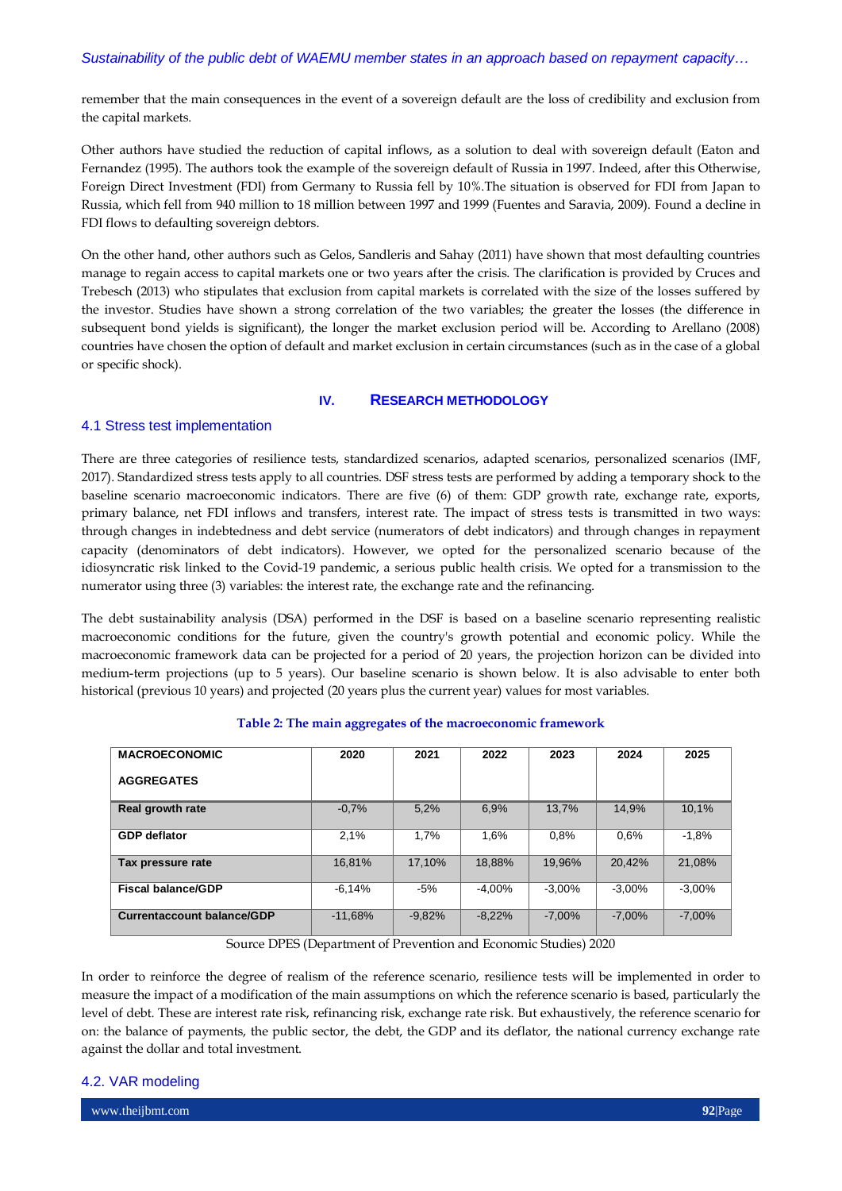remember that the main consequences in the event of a sovereign default are the loss of credibility and exclusion from the capital markets.

Other authors have studied the reduction of capital inflows, as a solution to deal with sovereign default (Eaton and Fernandez (1995). The authors took the example of the sovereign default of Russia in 1997. Indeed, after this Otherwise, Foreign Direct Investment (FDI) from Germany to Russia fell by 10%.The situation is observed for FDI from Japan to Russia, which fell from 940 million to 18 million between 1997 and 1999 (Fuentes and Saravia, 2009). Found a decline in FDI flows to defaulting sovereign debtors.

On the other hand, other authors such as Gelos, Sandleris and Sahay (2011) have shown that most defaulting countries manage to regain access to capital markets one or two years after the crisis. The clarification is provided by Cruces and Trebesch (2013) who stipulates that exclusion from capital markets is correlated with the size of the losses suffered by the investor. Studies have shown a strong correlation of the two variables; the greater the losses (the difference in subsequent bond yields is significant), the longer the market exclusion period will be. According to Arellano (2008) countries have chosen the option of default and market exclusion in certain circumstances (such as in the case of a global or specific shock).

## IV. RESEARCH METHODOLOGY

### 4.1 Stress test implementation

There are three categories of resilience tests, standardized scenarios, adapted scenarios, personalized scenarios (IMF, 2017). Standardized stress tests apply to all countries. DSF stress tests are performed by adding a temporary shock to the baseline scenario macroeconomic indicators. There are five (6) of them: GDP growth rate, exchange rate, exports, primary balance, net FDI inflows and transfers, interest rate. The impact of stress tests is transmitted in two ways: through changes in indebtedness and debt service (numerators of debt indicators) and through changes in repayment capacity (denominators of debt indicators). However, we opted for the personalized scenario because of the idiosyncratic risk linked to the Covid-19 pandemic, a serious public health crisis. We opted for a transmission to the numerator using three (3) variables: the interest rate, the exchange rate and the refinancing.

The debt sustainability analysis (DSA) performed in the DSF is based on a baseline scenario representing realistic macroeconomic conditions for the future, given the country's growth potential and economic policy. While the macroeconomic framework data can be projected for a period of 20 years, the projection horizon can be divided into medium-term projections (up to 5 years). Our baseline scenario is shown below. It is also advisable to enter both historical (previous 10 years) and projected (20 years plus the current year) values for most variables.

**Table 2: The main aggregates of the macroeconomic framework**

| MACROECONOMIC AGGREGATES | 2020 | 2021 | 2022 | 2023 | 2024 | 2025 |
|---|---|---|---|---|---|---|
| Real growth rate | -0,7% | 5,2% | 6,9% | 13,7% | 14,9% | 10,1% |
| GDP deflator | 2,1% | 1,7% | 1,6% | 0,8% | 0,6% | -1,8% |
| Tax pressure rate | 16,81% | 17,10% | 18,88% | 19,96% | 20,42% | 21,08% |
| Fiscal balance/GDP | -6,14% | -5% | -4,00% | -3,00% | -3,00% | -3,00% |
| Currentaccount balance/GDP | -11,68% | -9,82% | -8,22% | -7,00% | -7,00% | -7,00% |

Source DPES (Department of Prevention and Economic Studies) 2020

In order to reinforce the degree of realism of the reference scenario, resilience tests will be implemented in order to measure the impact of a modification of the main assumptions on which the reference scenario is based, particularly the level of debt. These are interest rate risk, refinancing risk, exchange rate risk. But exhaustively, the reference scenario for on: the balance of payments, the public sector, the debt, the GDP and its deflator, the national currency exchange rate against the dollar and total investment.

### 4.2. VAR modeling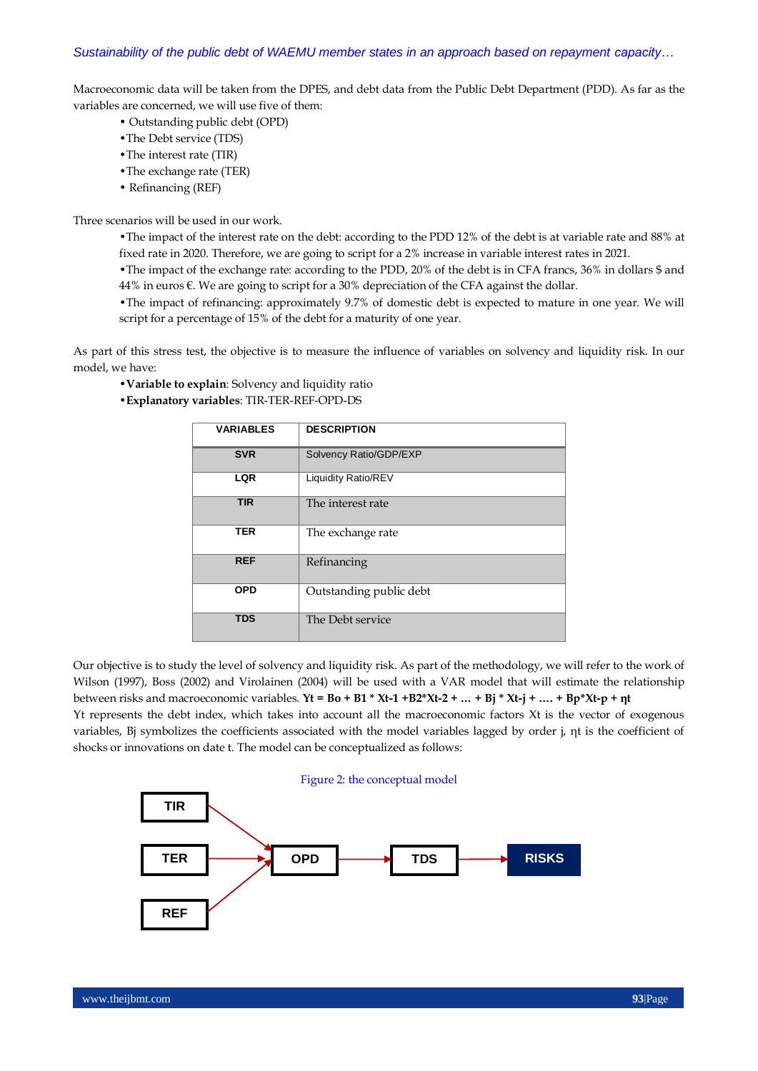Macroeconomic data will be taken from the DPES, and debt data from the Public Debt Department (PDD). As far as the variables are concerned, we will use five of them:

- Outstanding public debt (OPD)
- The Debt service (TDS)
- The interest rate (TIR)
- The exchange rate (TER)
- Refinancing (REF)

Three scenarios will be used in our work.

- The impact of the interest rate on the debt: according to the PDD 12% of the debt is at variable rate and 88% at fixed rate in 2020. Therefore, we are going to script for a 2% increase in variable interest rates in 2021.
- The impact of the exchange rate: according to the PDD, 20% of the debt is in CFA francs, 36% in dollars $ and 44% in euros €. We are going to script for a 30% depreciation of the CFA against the dollar.
- The impact of refinancing: approximately 9.7% of domestic debt is expected to mature in one year. We will script for a percentage of 15% of the debt for a maturity of one year.

As part of this stress test, the objective is to measure the influence of variables on solvency and liquidity risk. In our model, we have:

- **Variable to explain**: Solvency and liquidity ratio
- **Explanatory variables**: TIR-TER-REF-OPD-DS

| VARIABLES | DESCRIPTION |
|---|---|
| SVR | Solvency Ratio/GDP/EXP |
| LQR | Liquidity Ratio/REV |
| TIR | The interest rate |
| TER | The exchange rate |
| REF | Refinancing |
| OPD | Outstanding public debt |
| TDS | The Debt service |

Our objective is to study the level of solvency and liquidity risk. As part of the methodology, we will refer to the work of Wilson (1997), Boss (2002) and Virolainen (2004) will be used with a VAR model that will estimate the relationship between risks and macroeconomic variables. $Y_t = B_0 + B_1 * X_{t-1} + B_2 * X_{t-2} + \ldots + B_j * X_{t-j} + \ldots + B_p * X_{t-p} + \eta_t$

$Y_t$ represents the debt index, which takes into account all the macroeconomic factors $X_t$ is the vector of exogenous variables, $B_j$ symbolizes the coefficients associated with the model variables lagged by order j, $\eta_t$ is the coefficient of shocks or innovations on date t. The model can be conceptualized as follows:

Figure 2: the conceptual model

TIR → OPD; TER → OPD; REF → OPD; OPD → TDS → RISKS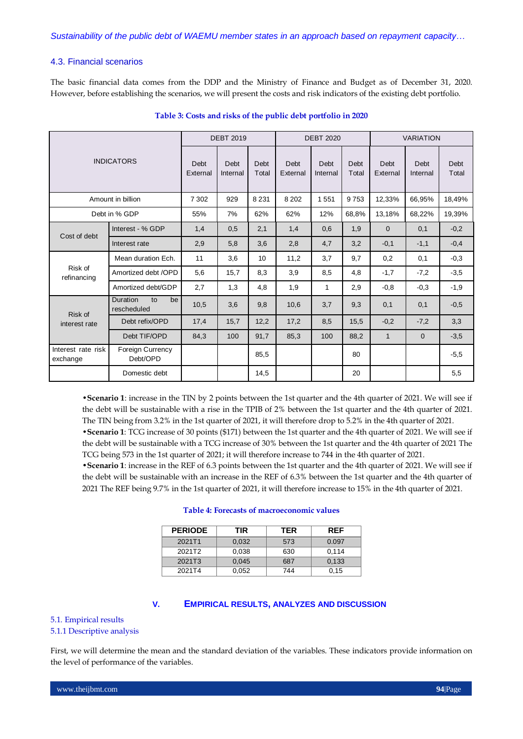### 4.3. Financial scenarios

The basic financial data comes from the DDP and the Ministry of Finance and Budget as of December 31, 2020. However, before establishing the scenarios, we will present the costs and risks indicators of the existing debt portfolio.

**Table 3: Costs and risks of the public debt portfolio in 2020**

| INDICATORS | | DEBT 2019 | | | DEBT 2020 | | | VARIATION | | |
|---|---|---|---|---|---|---|---|---|---|---|
| | | Debt External | Debt Internal | Debt Total | Debt External | Debt Internal | Debt Total | Debt External | Debt Internal | Debt Total |
| Amount in billion | | 7 302 | 929 | 8 231 | 8 202 | 1 551 | 9 753 | 12,33% | 66,95% | 18,49% |
| Debt in % GDP | | 55% | 7% | 62% | 62% | 12% | 68,8% | 13,18% | 68,22% | 19,39% |
| Cost of debt | Interest - % GDP | 1,4 | 0,5 | 2,1 | 1,4 | 0,6 | 1,9 | 0 | 0,1 | -0,2 |
| | Interest rate | 2,9 | 5,8 | 3,6 | 2,8 | 4,7 | 3,2 | -0,1 | -1,1 | -0,4 |
| Risk of refinancing | Mean duration Ech. | 11 | 3,6 | 10 | 11,2 | 3,7 | 9,7 | 0,2 | 0,1 | -0,3 |
| | Amortized debt /OPD | 5,6 | 15,7 | 8,3 | 3,9 | 8,5 | 4,8 | -1,7 | -7,2 | -3,5 |
| | Amortized debt/GDP | 2,7 | 1,3 | 4,8 | 1,9 | 1 | 2,9 | -0,8 | -0,3 | -1,9 |
| Risk of interest rate | Duration to be rescheduled | 10,5 | 3,6 | 9,8 | 10,6 | 3,7 | 9,3 | 0,1 | 0,1 | -0,5 |
| | Debt refix/OPD | 17,4 | 15,7 | 12,2 | 17,2 | 8,5 | 15,5 | -0,2 | -7,2 | 3,3 |
| | Debt TIF/OPD | 84,3 | 100 | 91,7 | 85,3 | 100 | 88,2 | 1 | 0 | -3,5 |
| Interest rate risk exchange | Foreign Currency Debt/OPD | | | 85,5 | | | 80 | | | -5,5 |
| | Domestic debt | | | 14,5 | | | 20 | | | 5,5 |

- **Scenario 1**: increase in the TIN by 2 points between the 1st quarter and the 4th quarter of 2021. We will see if the debt will be sustainable with a rise in the TPIB of 2% between the 1st quarter and the 4th quarter of 2021. The TIN being from 3.2% in the 1st quarter of 2021, it will therefore drop to 5.2% in the 4th quarter of 2021.
- **Scenario 1**: TCG increase of 30 points ($171) between the 1st quarter and the 4th quarter of 2021. We will see if the debt will be sustainable with a TCG increase of 30% between the 1st quarter and the 4th quarter of 2021 The TCG being 573 in the 1st quarter of 2021; it will therefore increase to 744 in the 4th quarter of 2021.
- **Scenario 1**: increase in the REF of 6.3 points between the 1st quarter and the 4th quarter of 2021. We will see if the debt will be sustainable with an increase in the REF of 6.3% between the 1st quarter and the 4th quarter of 2021 The REF being 9.7% in the 1st quarter of 2021, it will therefore increase to 15% in the 4th quarter of 2021.

**Table 4: Forecasts of macroeconomic values**

| PERIODE | TIR | TER | REF |
|---|---|---|---|
| 2021T1 | 0,032 | 573 | 0.097 |
| 2021T2 | 0,038 | 630 | 0,114 |
| 2021T3 | 0,045 | 687 | 0,133 |
| 2021T4 | 0,052 | 744 | 0,15 |

## V. EMPIRICAL RESULTS, ANALYZES AND DISCUSSION

### 5.1. Empirical results

#### 5.1.1 Descriptive analysis

First, we will determine the mean and the standard deviation of the variables. These indicators provide information on the level of performance of the variables.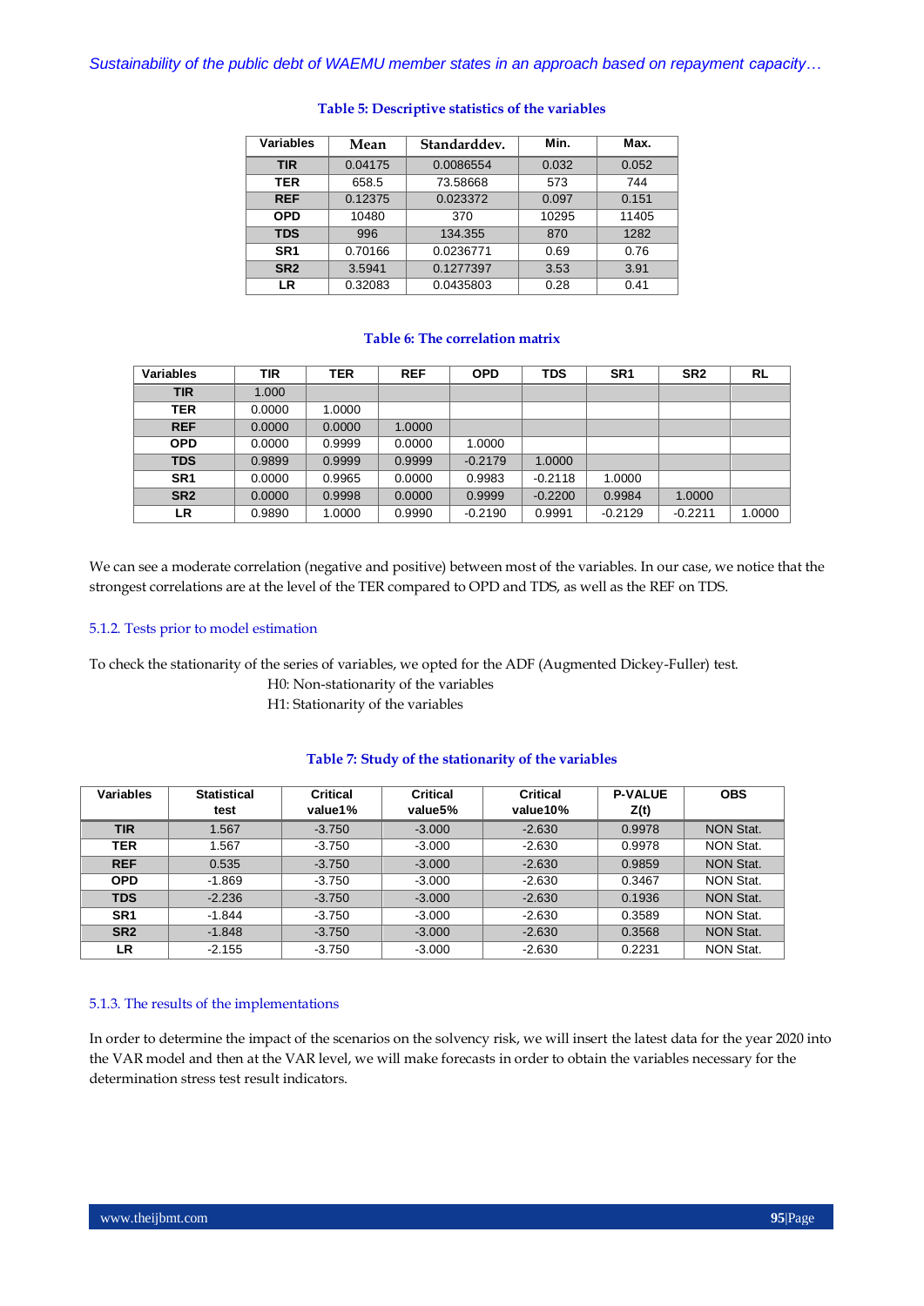**Table 5: Descriptive statistics of the variables**

| Variables | Mean | Standarddev. | Min. | Max. |
|---|---|---|---|---|
| TIR | 0.04175 | 0.0086554 | 0.032 | 0.052 |
| TER | 658.5 | 73.58668 | 573 | 744 |
| REF | 0.12375 | 0.023372 | 0.097 | 0.151 |
| OPD | 10480 | 370 | 10295 | 11405 |
| TDS | 996 | 134.355 | 870 | 1282 |
| SR1 | 0.70166 | 0.0236771 | 0.69 | 0.76 |
| SR2 | 3.5941 | 0.1277397 | 3.53 | 3.91 |
| LR | 0.32083 | 0.0435803 | 0.28 | 0.41 |

**Table 6: The correlation matrix**

| Variables | TIR | TER | REF | OPD | TDS | SR1 | SR2 | RL |
|---|---|---|---|---|---|---|---|---|
| TIR | 1.000 | | | | | | | |
| TER | 0.0000 | 1.0000 | | | | | | |
| REF | 0.0000 | 0.0000 | 1.0000 | | | | | |
| OPD | 0.0000 | 0.9999 | 0.0000 | 1.0000 | | | | |
| TDS | 0.9899 | 0.9999 | 0.9999 | -0.2179 | 1.0000 | | | |
| SR1 | 0.0000 | 0.9965 | 0.0000 | 0.9983 | -0.2118 | 1.0000 | | |
| SR2 | 0.0000 | 0.9998 | 0.0000 | 0.9999 | -0.2200 | 0.9984 | 1.0000 | |
| LR | 0.9890 | 1.0000 | 0.9990 | -0.2190 | 0.9991 | -0.2129 | -0.2211 | 1.0000 |

We can see a moderate correlation (negative and positive) between most of the variables. In our case, we notice that the strongest correlations are at the level of the TER compared to OPD and TDS, as well as the REF on TDS.

### 5.1.2. Tests prior to model estimation

To check the stationarity of the series of variables, we opted for the ADF (Augmented Dickey-Fuller) test.

H0: Non-stationarity of the variables

H1: Stationarity of the variables

**Table 7: Study of the stationarity of the variables**

| Variables | Statistical test | Critical value1% | Critical value5% | Critical value10% | P-VALUE Z(t) | OBS |
|---|---|---|---|---|---|---|
| TIR | 1.567 | -3.750 | -3.000 | -2.630 | 0.9978 | NON Stat. |
| TER | 1.567 | -3.750 | -3.000 | -2.630 | 0.9978 | NON Stat. |
| REF | 0.535 | -3.750 | -3.000 | -2.630 | 0.9859 | NON Stat. |
| OPD | -1.869 | -3.750 | -3.000 | -2.630 | 0.3467 | NON Stat. |
| TDS | -2.236 | -3.750 | -3.000 | -2.630 | 0.1936 | NON Stat. |
| SR1 | -1.844 | -3.750 | -3.000 | -2.630 | 0.3589 | NON Stat. |
| SR2 | -1.848 | -3.750 | -3.000 | -2.630 | 0.3568 | NON Stat. |
| LR | -2.155 | -3.750 | -3.000 | -2.630 | 0.2231 | NON Stat. |

### 5.1.3. The results of the implementations

In order to determine the impact of the scenarios on the solvency risk, we will insert the latest data for the year 2020 into the VAR model and then at the VAR level, we will make forecasts in order to obtain the variables necessary for the determination stress test result indicators.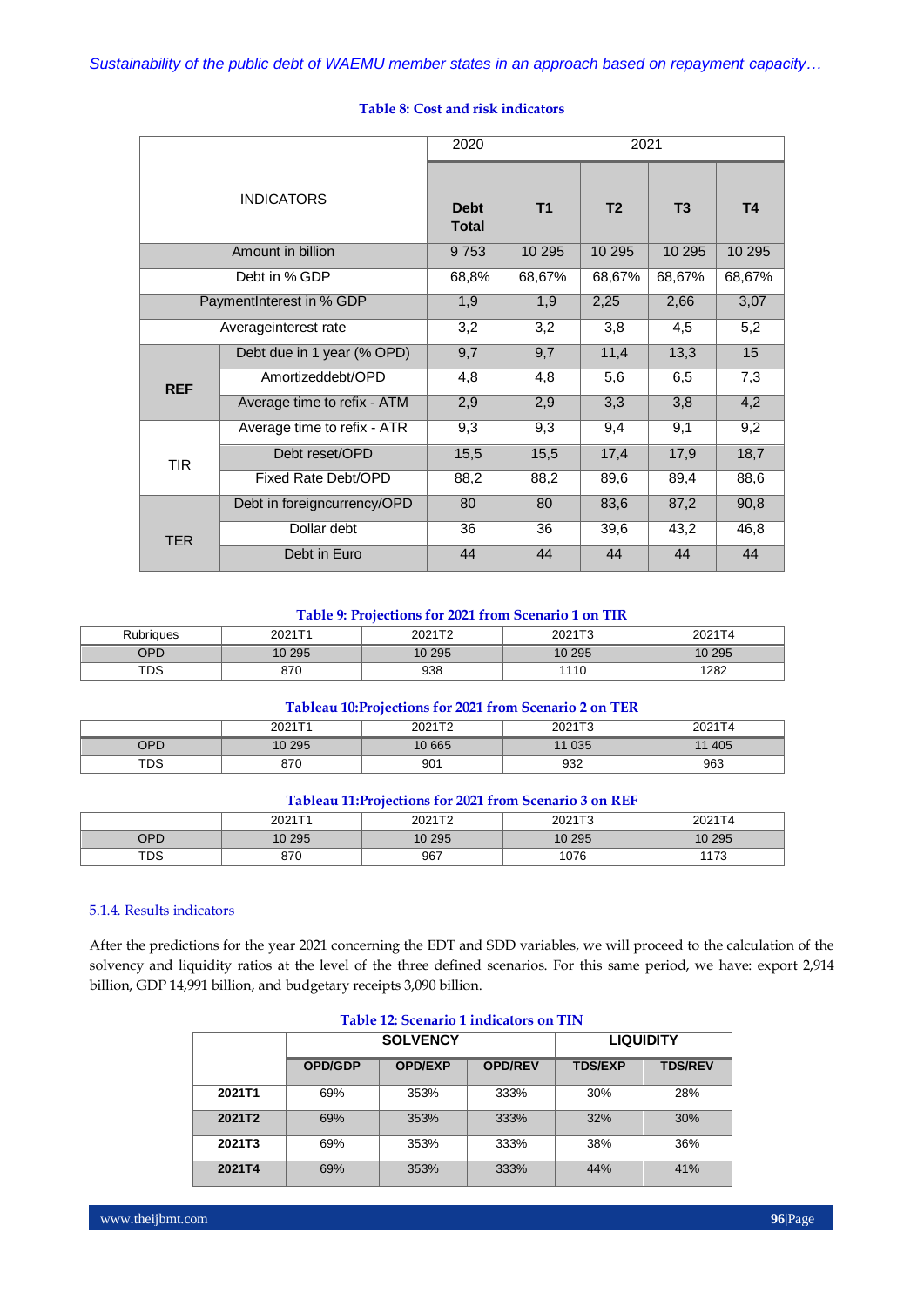**Table 8: Cost and risk indicators**

| INDICATORS | | 2020 | 2021 | | | |
|---|---|---|---|---|---|---|
| | | **Debt Total** | **T1** | **T2** | **T3** | **T4** |
| Amount in billion | | 9 753 | 10 295 | 10 295 | 10 295 | 10 295 |
| Debt in % GDP | | 68,8% | 68,67% | 68,67% | 68,67% | 68,67% |
| PaymentInterest in % GDP | | 1,9 | 1,9 | 2,25 | 2,66 | 3,07 |
| Averageinterest rate | | 3,2 | 3,2 | 3,8 | 4,5 | 5,2 |
| **REF** | Debt due in 1 year (% OPD) | 9,7 | 9,7 | 11,4 | 13,3 | 15 |
| | Amortizeddebt/OPD | 4,8 | 4,8 | 5,6 | 6,5 | 7,3 |
| | Average time to refix - ATM | 2,9 | 2,9 | 3,3 | 3,8 | 4,2 |
| TIR | Average time to refix - ATR | 9,3 | 9,3 | 9,4 | 9,1 | 9,2 |
| | Debt reset/OPD | 15,5 | 15,5 | 17,4 | 17,9 | 18,7 |
| | Fixed Rate Debt/OPD | 88,2 | 88,2 | 89,6 | 89,4 | 88,6 |
| TER | Debt in foreigncurrency/OPD | 80 | 80 | 83,6 | 87,2 | 90,8 |
| | Dollar debt | 36 | 36 | 39,6 | 43,2 | 46,8 |
| | Debt in Euro | 44 | 44 | 44 | 44 | 44 |

**Table 9: Projections for 2021 from Scenario 1 on TIR**

| Rubriques | 2021T1 | 2021T2 | 2021T3 | 2021T4 |
|---|---|---|---|---|
| OPD | 10 295 | 10 295 | 10 295 | 10 295 |
| TDS | 870 | 938 | 1110 | 1282 |

**Tableau 10:Projections for 2021 from Scenario 2 on TER**

| | 2021T1 | 2021T2 | 2021T3 | 2021T4 |
|---|---|---|---|---|
| OPD | 10 295 | 10 665 | 11 035 | 11 405 |
| TDS | 870 | 901 | 932 | 963 |

**Tableau 11:Projections for 2021 from Scenario 3 on REF**

| | 2021T1 | 2021T2 | 2021T3 | 2021T4 |
|---|---|---|---|---|
| OPD | 10 295 | 10 295 | 10 295 | 10 295 |
| TDS | 870 | 967 | 1076 | 1173 |

### 5.1.4. Results indicators

After the predictions for the year 2021 concerning the EDT and SDD variables, we will proceed to the calculation of the solvency and liquidity ratios at the level of the three defined scenarios. For this same period, we have: export 2,914 billion, GDP 14,991 billion, and budgetary receipts 3,090 billion.

**Table 12: Scenario 1 indicators on TIN**

| | SOLVENCY | | | LIQUIDITY | |
|---|---|---|---|---|---|
| | **OPD/GDP** | **OPD/EXP** | **OPD/REV** | **TDS/EXP** | **TDS/REV** |
| **2021T1** | 69% | 353% | 333% | 30% | 28% |
| **2021T2** | 69% | 353% | 333% | 32% | 30% |
| **2021T3** | 69% | 353% | 333% | 38% | 36% |
| **2021T4** | 69% | 353% | 333% | 44% | 41% |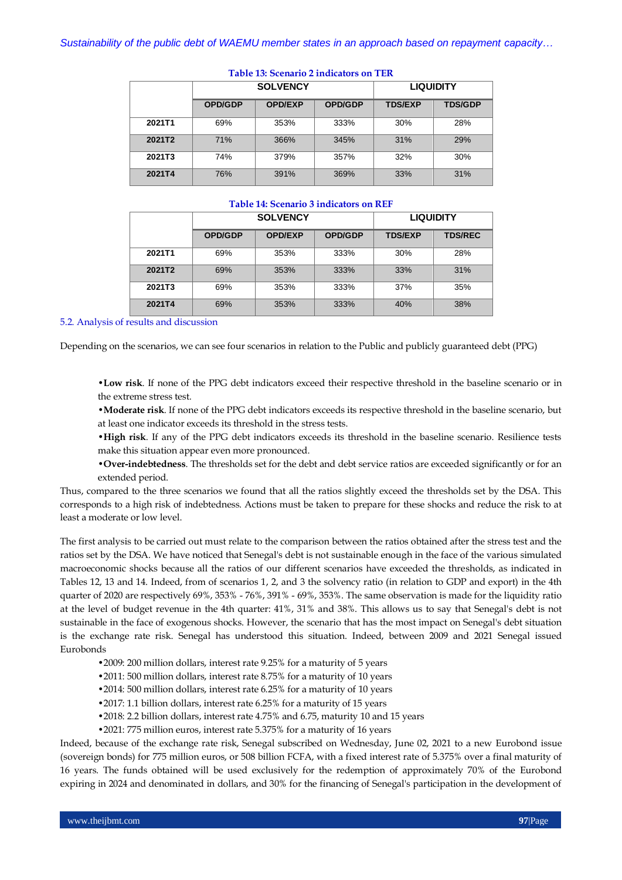**Table 13: Scenario 2 indicators on TER**

| | SOLVENCY | | | LIQUIDITY | |
|---|---|---|---|---|---|
| | OPD/GDP | OPD/EXP | OPD/GDP | TDS/EXP | TDS/GDP |
| 2021T1 | 69% | 353% | 333% | 30% | 28% |
| 2021T2 | 71% | 366% | 345% | 31% | 29% |
| 2021T3 | 74% | 379% | 357% | 32% | 30% |
| 2021T4 | 76% | 391% | 369% | 33% | 31% |

**Table 14: Scenario 3 indicators on REF**

| | SOLVENCY | | | LIQUIDITY | |
|---|---|---|---|---|---|
| | OPD/GDP | OPD/EXP | OPD/GDP | TDS/EXP | TDS/REC |
| 2021T1 | 69% | 353% | 333% | 30% | 28% |
| 2021T2 | 69% | 353% | 333% | 33% | 31% |
| 2021T3 | 69% | 353% | 333% | 37% | 35% |
| 2021T4 | 69% | 353% | 333% | 40% | 38% |

### 5.2. Analysis of results and discussion

Depending on the scenarios, we can see four scenarios in relation to the Public and publicly guaranteed debt (PPG)

- **Low risk**. If none of the PPG debt indicators exceed their respective threshold in the baseline scenario or in the extreme stress test.
- **Moderate risk**. If none of the PPG debt indicators exceeds its respective threshold in the baseline scenario, but at least one indicator exceeds its threshold in the stress tests.
- **High risk**. If any of the PPG debt indicators exceeds its threshold in the baseline scenario. Resilience tests make this situation appear even more pronounced.
- **Over-indebtedness**. The thresholds set for the debt and debt service ratios are exceeded significantly or for an extended period.

Thus, compared to the three scenarios we found that all the ratios slightly exceed the thresholds set by the DSA. This corresponds to a high risk of indebtedness. Actions must be taken to prepare for these shocks and reduce the risk to at least a moderate or low level.

The first analysis to be carried out must relate to the comparison between the ratios obtained after the stress test and the ratios set by the DSA. We have noticed that Senegal's debt is not sustainable enough in the face of the various simulated macroeconomic shocks because all the ratios of our different scenarios have exceeded the thresholds, as indicated in Tables 12, 13 and 14. Indeed, from of scenarios 1, 2, and 3 the solvency ratio (in relation to GDP and export) in the 4th quarter of 2020 are respectively 69%, 353% - 76%, 391% - 69%, 353%. The same observation is made for the liquidity ratio at the level of budget revenue in the 4th quarter: 41%, 31% and 38%. This allows us to say that Senegal's debt is not sustainable in the face of exogenous shocks. However, the scenario that has the most impact on Senegal's debt situation is the exchange rate risk. Senegal has understood this situation. Indeed, between 2009 and 2021 Senegal issued Eurobonds

- 2009: 200 million dollars, interest rate 9.25% for a maturity of 5 years
- 2011: 500 million dollars, interest rate 8.75% for a maturity of 10 years
- 2014: 500 million dollars, interest rate 6.25% for a maturity of 10 years
- 2017: 1.1 billion dollars, interest rate 6.25% for a maturity of 15 years
- 2018: 2.2 billion dollars, interest rate 4.75% and 6.75, maturity 10 and 15 years
- 2021: 775 million euros, interest rate 5.375% for a maturity of 16 years

Indeed, because of the exchange rate risk, Senegal subscribed on Wednesday, June 02, 2021 to a new Eurobond issue (sovereign bonds) for 775 million euros, or 508 billion FCFA, with a fixed interest rate of 5.375% over a final maturity of 16 years. The funds obtained will be used exclusively for the redemption of approximately 70% of the Eurobond expiring in 2024 and denominated in dollars, and 30% for the financing of Senegal's participation in the development of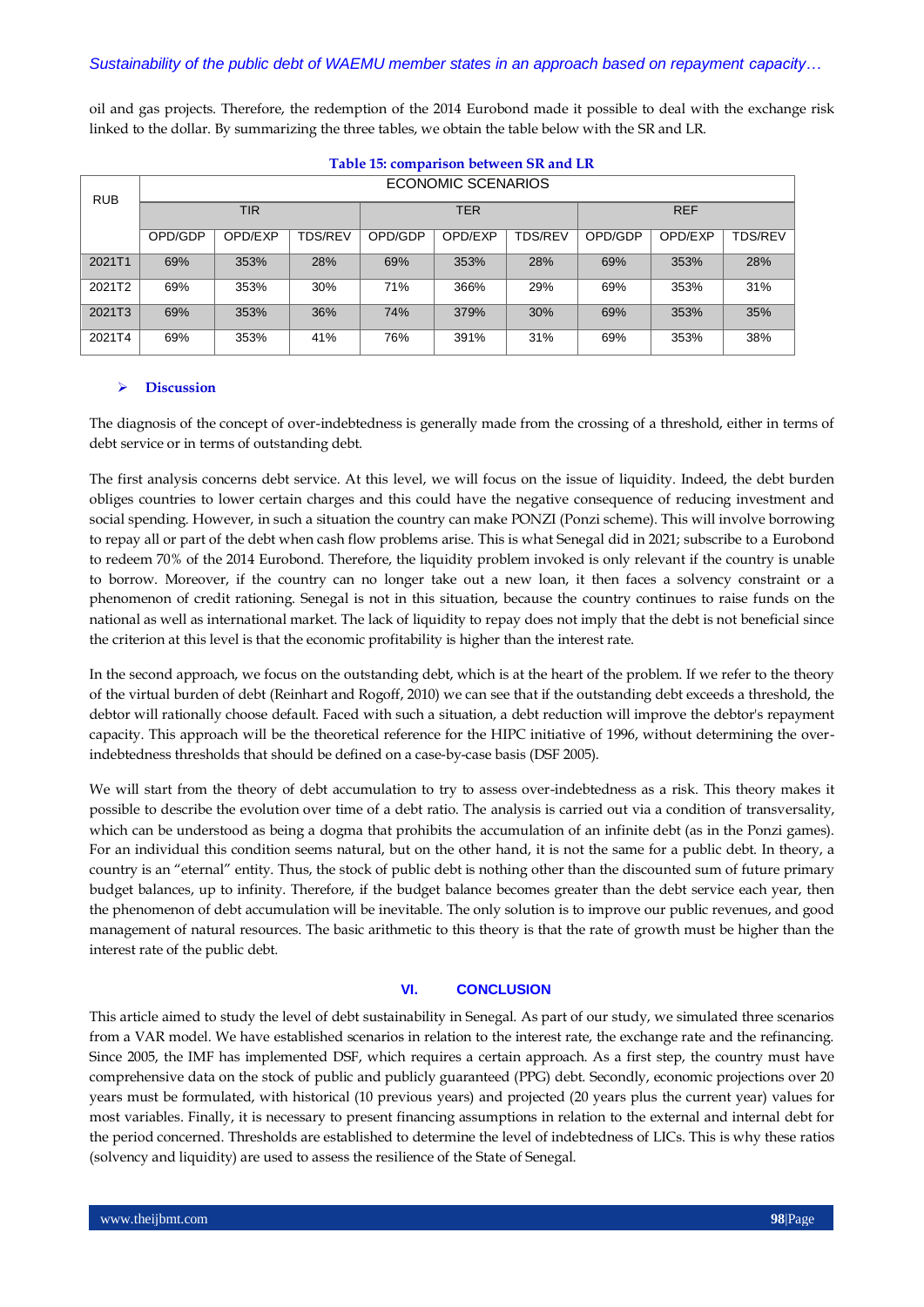oil and gas projects. Therefore, the redemption of the 2014 Eurobond made it possible to deal with the exchange risk linked to the dollar. By summarizing the three tables, we obtain the table below with the SR and LR.

**Table 15: comparison between SR and LR**

| RUB | ECONOMIC SCENARIOS | | | | | | | | |
|---|---|---|---|---|---|---|---|---|---|
| | TIR | | | TER | | | REF | | |
| | OPD/GDP | OPD/EXP | TDS/REV | OPD/GDP | OPD/EXP | TDS/REV | OPD/GDP | OPD/EXP | TDS/REV |
| 2021T1 | 69% | 353% | 28% | 69% | 353% | 28% | 69% | 353% | 28% |
| 2021T2 | 69% | 353% | 30% | 71% | 366% | 29% | 69% | 353% | 31% |
| 2021T3 | 69% | 353% | 36% | 74% | 379% | 30% | 69% | 353% | 35% |
| 2021T4 | 69% | 353% | 41% | 76% | 391% | 31% | 69% | 353% | 38% |

- **Discussion**

The diagnosis of the concept of over-indebtedness is generally made from the crossing of a threshold, either in terms of debt service or in terms of outstanding debt.

The first analysis concerns debt service. At this level, we will focus on the issue of liquidity. Indeed, the debt burden obliges countries to lower certain charges and this could have the negative consequence of reducing investment and social spending. However, in such a situation the country can make PONZI (Ponzi scheme). This will involve borrowing to repay all or part of the debt when cash flow problems arise. This is what Senegal did in 2021; subscribe to a Eurobond to redeem 70% of the 2014 Eurobond. Therefore, the liquidity problem invoked is only relevant if the country is unable to borrow. Moreover, if the country can no longer take out a new loan, it then faces a solvency constraint or a phenomenon of credit rationing. Senegal is not in this situation, because the country continues to raise funds on the national as well as international market. The lack of liquidity to repay does not imply that the debt is not beneficial since the criterion at this level is that the economic profitability is higher than the interest rate.

In the second approach, we focus on the outstanding debt, which is at the heart of the problem. If we refer to the theory of the virtual burden of debt (Reinhart and Rogoff, 2010) we can see that if the outstanding debt exceeds a threshold, the debtor will rationally choose default. Faced with such a situation, a debt reduction will improve the debtor's repayment capacity. This approach will be the theoretical reference for the HIPC initiative of 1996, without determining the over-indebtedness thresholds that should be defined on a case-by-case basis (DSF 2005).

We will start from the theory of debt accumulation to try to assess over-indebtedness as a risk. This theory makes it possible to describe the evolution over time of a debt ratio. The analysis is carried out via a condition of transversality, which can be understood as being a dogma that prohibits the accumulation of an infinite debt (as in the Ponzi games). For an individual this condition seems natural, but on the other hand, it is not the same for a public debt. In theory, a country is an "eternal" entity. Thus, the stock of public debt is nothing other than the discounted sum of future primary budget balances, up to infinity. Therefore, if the budget balance becomes greater than the debt service each year, then the phenomenon of debt accumulation will be inevitable. The only solution is to improve our public revenues, and good management of natural resources. The basic arithmetic to this theory is that the rate of growth must be higher than the interest rate of the public debt.

## VI. CONCLUSION

This article aimed to study the level of debt sustainability in Senegal. As part of our study, we simulated three scenarios from a VAR model. We have established scenarios in relation to the interest rate, the exchange rate and the refinancing. Since 2005, the IMF has implemented DSF, which requires a certain approach. As a first step, the country must have comprehensive data on the stock of public and publicly guaranteed (PPG) debt. Secondly, economic projections over 20 years must be formulated, with historical (10 previous years) and projected (20 years plus the current year) values for most variables. Finally, it is necessary to present financing assumptions in relation to the external and internal debt for the period concerned. Thresholds are established to determine the level of indebtedness of LICs. This is why these ratios (solvency and liquidity) are used to assess the resilience of the State of Senegal.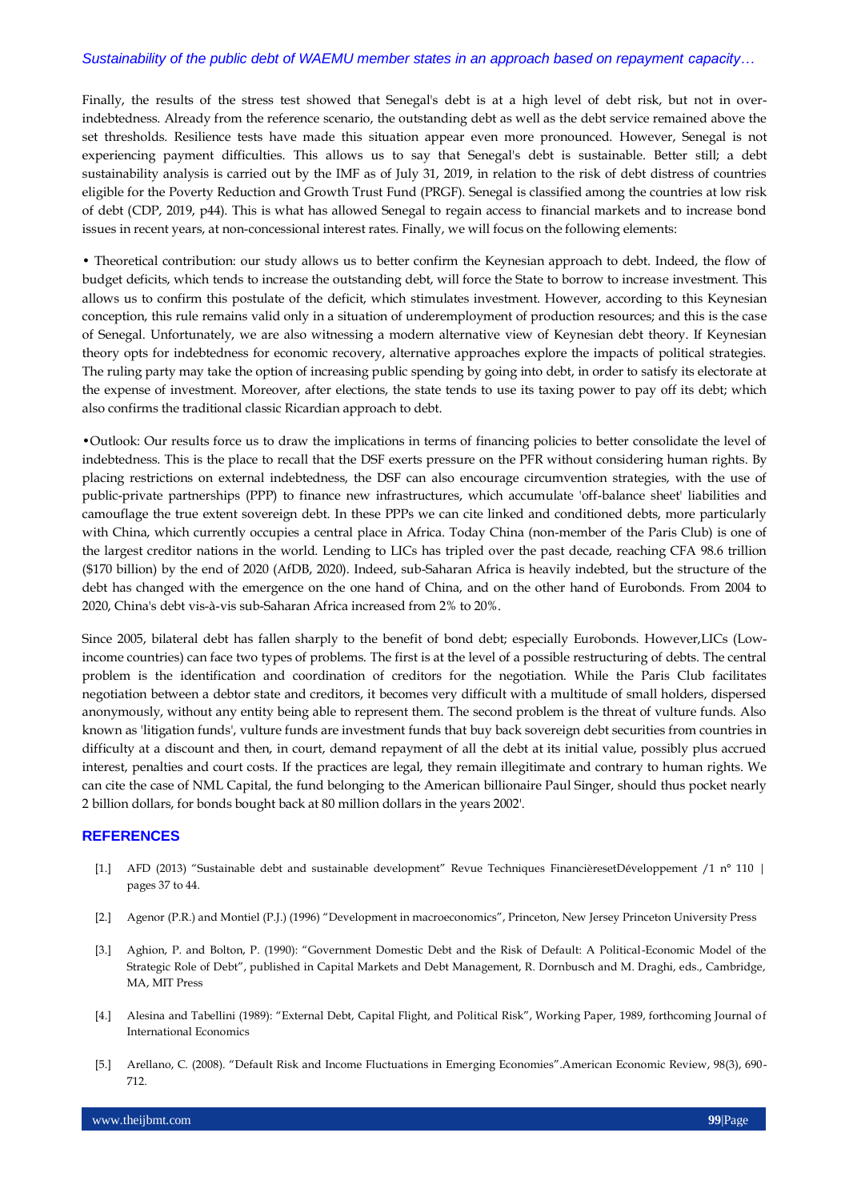Finally, the results of the stress test showed that Senegal's debt is at a high level of debt risk, but not in over-indebtedness. Already from the reference scenario, the outstanding debt as well as the debt service remained above the set thresholds. Resilience tests have made this situation appear even more pronounced. However, Senegal is not experiencing payment difficulties. This allows us to say that Senegal's debt is sustainable. Better still; a debt sustainability analysis is carried out by the IMF as of July 31, 2019, in relation to the risk of debt distress of countries eligible for the Poverty Reduction and Growth Trust Fund (PRGF). Senegal is classified among the countries at low risk of debt (CDP, 2019, p44). This is what has allowed Senegal to regain access to financial markets and to increase bond issues in recent years, at non-concessional interest rates. Finally, we will focus on the following elements:

• Theoretical contribution: our study allows us to better confirm the Keynesian approach to debt. Indeed, the flow of budget deficits, which tends to increase the outstanding debt, will force the State to borrow to increase investment. This allows us to confirm this postulate of the deficit, which stimulates investment. However, according to this Keynesian conception, this rule remains valid only in a situation of underemployment of production resources; and this is the case of Senegal. Unfortunately, we are also witnessing a modern alternative view of Keynesian debt theory. If Keynesian theory opts for indebtedness for economic recovery, alternative approaches explore the impacts of political strategies. The ruling party may take the option of increasing public spending by going into debt, in order to satisfy its electorate at the expense of investment. Moreover, after elections, the state tends to use its taxing power to pay off its debt; which also confirms the traditional classic Ricardian approach to debt.

•Outlook: Our results force us to draw the implications in terms of financing policies to better consolidate the level of indebtedness. This is the place to recall that the DSF exerts pressure on the PFR without considering human rights. By placing restrictions on external indebtedness, the DSF can also encourage circumvention strategies, with the use of public-private partnerships (PPP) to finance new infrastructures, which accumulate 'off-balance sheet' liabilities and camouflage the true extent sovereign debt. In these PPPs we can cite linked and conditioned debts, more particularly with China, which currently occupies a central place in Africa. Today China (non-member of the Paris Club) is one of the largest creditor nations in the world. Lending to LICs has tripled over the past decade, reaching CFA 98.6 trillion ($170 billion) by the end of 2020 (AfDB, 2020). Indeed, sub-Saharan Africa is heavily indebted, but the structure of the debt has changed with the emergence on the one hand of China, and on the other hand of Eurobonds. From 2004 to 2020, China's debt vis-à-vis sub-Saharan Africa increased from 2% to 20%.

Since 2005, bilateral debt has fallen sharply to the benefit of bond debt; especially Eurobonds. However,LICs (Low-income countries) can face two types of problems. The first is at the level of a possible restructuring of debts. The central problem is the identification and coordination of creditors for the negotiation. While the Paris Club facilitates negotiation between a debtor state and creditors, it becomes very difficult with a multitude of small holders, dispersed anonymously, without any entity being able to represent them. The second problem is the threat of vulture funds. Also known as 'litigation funds', vulture funds are investment funds that buy back sovereign debt securities from countries in difficulty at a discount and then, in court, demand repayment of all the debt at its initial value, possibly plus accrued interest, penalties and court costs. If the practices are legal, they remain illegitimate and contrary to human rights. We can cite the case of NML Capital, the fund belonging to the American billionaire Paul Singer, should thus pocket nearly 2 billion dollars, for bonds bought back at 80 million dollars in the years 2002'.

## REFERENCES

[1.] AFD (2013) "Sustainable debt and sustainable development" Revue Techniques FinancièresetDéveloppement /1 n° 110 | pages 37 to 44.

[2.] Agenor (P.R.) and Montiel (P.J.) (1996) "Development in macroeconomics", Princeton, New Jersey Princeton University Press

[3.] Aghion, P. and Bolton, P. (1990): "Government Domestic Debt and the Risk of Default: A Political-Economic Model of the Strategic Role of Debt", published in Capital Markets and Debt Management, R. Dornbusch and M. Draghi, eds., Cambridge, MA, MIT Press

[4.] Alesina and Tabellini (1989): "External Debt, Capital Flight, and Political Risk", Working Paper, 1989, forthcoming Journal of International Economics

[5.] Arellano, C. (2008). "Default Risk and Income Fluctuations in Emerging Economies".American Economic Review, 98(3), 690-712.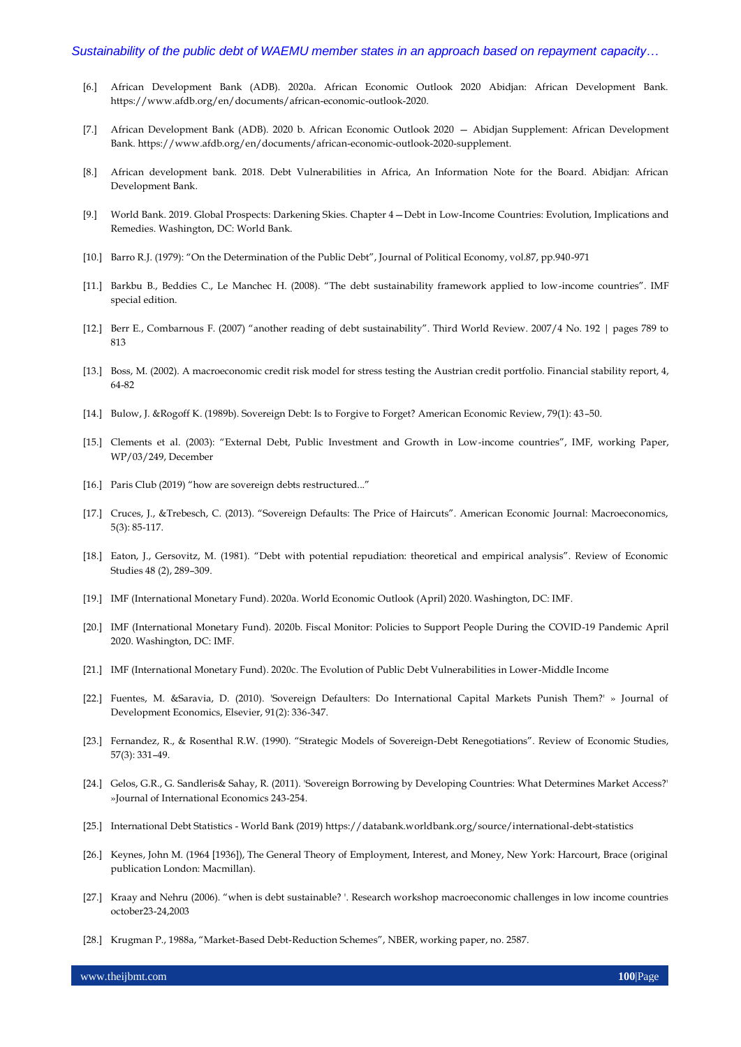[6.] African Development Bank (ADB). 2020a. African Economic Outlook 2020 Abidjan: African Development Bank. https://www.afdb.org/en/documents/african-economic-outlook-2020.

[7.] African Development Bank (ADB). 2020 b. African Economic Outlook 2020 — Abidjan Supplement: African Development Bank. https://www.afdb.org/en/documents/african-economic-outlook-2020-supplement.

[8.] African development bank. 2018. Debt Vulnerabilities in Africa, An Information Note for the Board. Abidjan: African Development Bank.

[9.] World Bank. 2019. Global Prospects: Darkening Skies. Chapter 4—Debt in Low-Income Countries: Evolution, Implications and Remedies. Washington, DC: World Bank.

[10.] Barro R.J. (1979): "On the Determination of the Public Debt", Journal of Political Economy, vol.87, pp.940-971

[11.] Barkbu B., Beddies C., Le Manchec H. (2008). "The debt sustainability framework applied to low-income countries". IMF special edition.

[12.] Berr E., Combarnous F. (2007) "another reading of debt sustainability". Third World Review. 2007/4 No. 192 | pages 789 to 813

[13.] Boss, M. (2002). A macroeconomic credit risk model for stress testing the Austrian credit portfolio. Financial stability report, 4, 64-82

[14.] Bulow, J. &Rogoff K. (1989b). Sovereign Debt: Is to Forgive to Forget? American Economic Review, 79(1): 43–50.

[15.] Clements et al. (2003): "External Debt, Public Investment and Growth in Low-income countries", IMF, working Paper, WP/03/249, December

[16.] Paris Club (2019) "how are sovereign debts restructured..."

[17.] Cruces, J., &Trebesch, C. (2013). "Sovereign Defaults: The Price of Haircuts". American Economic Journal: Macroeconomics, 5(3): 85-117.

[18.] Eaton, J., Gersovitz, M. (1981). "Debt with potential repudiation: theoretical and empirical analysis". Review of Economic Studies 48 (2), 289–309.

[19.] IMF (International Monetary Fund). 2020a. World Economic Outlook (April) 2020. Washington, DC: IMF.

[20.] IMF (International Monetary Fund). 2020b. Fiscal Monitor: Policies to Support People During the COVID-19 Pandemic April 2020. Washington, DC: IMF.

[21.] IMF (International Monetary Fund). 2020c. The Evolution of Public Debt Vulnerabilities in Lower-Middle Income

[22.] Fuentes, M. &Saravia, D. (2010). 'Sovereign Defaulters: Do International Capital Markets Punish Them?' » Journal of Development Economics, Elsevier, 91(2): 336-347.

[23.] Fernandez, R., & Rosenthal R.W. (1990). "Strategic Models of Sovereign-Debt Renegotiations". Review of Economic Studies, 57(3): 331–49.

[24.] Gelos, G.R., G. Sandleris& Sahay, R. (2011). 'Sovereign Borrowing by Developing Countries: What Determines Market Access?' »Journal of International Economics 243-254.

[25.] International Debt Statistics - World Bank (2019) https://databank.worldbank.org/source/international-debt-statistics

[26.] Keynes, John M. (1964 [1936]), The General Theory of Employment, Interest, and Money, New York: Harcourt, Brace (original publication London: Macmillan).

[27.] Kraay and Nehru (2006). "when is debt sustainable? '. Research workshop macroeconomic challenges in low income countries october23-24,2003

[28.] Krugman P., 1988a, "Market-Based Debt-Reduction Schemes", NBER, working paper, no. 2587.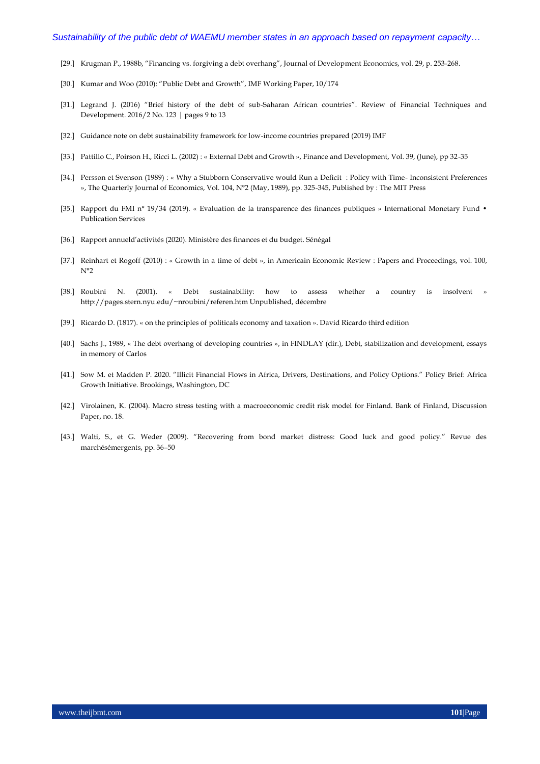[29.] Krugman P., 1988b, "Financing vs. forgiving a debt overhang", Journal of Development Economics, vol. 29, p. 253-268.

[30.] Kumar and Woo (2010): "Public Debt and Growth", IMF Working Paper, 10/174

[31.] Legrand J. (2016) "Brief history of the debt of sub-Saharan African countries". Review of Financial Techniques and Development. 2016/2 No. 123 | pages 9 to 13

[32.] Guidance note on debt sustainability framework for low-income countries prepared (2019) IMF

[33.] Pattillo C., Poirson H., Ricci L. (2002) : « External Debt and Growth », Finance and Development, Vol. 39, (June), pp 32-35

[34.] Persson et Svenson (1989) : « Why a Stubborn Conservative would Run a Deficit : Policy with Time- Inconsistent Preferences », The Quarterly Journal of Economics, Vol. 104, N°2 (May, 1989), pp. 325-345, Published by : The MIT Press

[35.] Rapport du FMI n° 19/34 (2019). « Evaluation de la transparence des finances publiques » International Monetary Fund • Publication Services

[36.] Rapport annueld'activités (2020). Ministère des finances et du budget. Sénégal

[37.] Reinhart et Rogoff (2010) : « Growth in a time of debt », in Americain Economic Review : Papers and Proceedings, vol. 100, N°2

[38.] Roubini N. (2001). « Debt sustainability: how to assess whether a country is insolvent » http://pages.stern.nyu.edu/~nroubini/referen.htm Unpublished, décembre

[39.] Ricardo D. (1817). « on the principles of politicals economy and taxation ». David Ricardo third edition

[40.] Sachs J., 1989, « The debt overhang of developing countries », in FINDLAY (dir.), Debt, stabilization and development, essays in memory of Carlos

[41.] Sow M. et Madden P. 2020. "Illicit Financial Flows in Africa, Drivers, Destinations, and Policy Options." Policy Brief: Africa Growth Initiative. Brookings, Washington, DC

[42.] Virolainen, K. (2004). Macro stress testing with a macroeconomic credit risk model for Finland. Bank of Finland, Discussion Paper, no. 18.

[43.] Walti, S., et G. Weder (2009). "Recovering from bond market distress: Good luck and good policy." Revue des marchésémergents, pp. 36–50